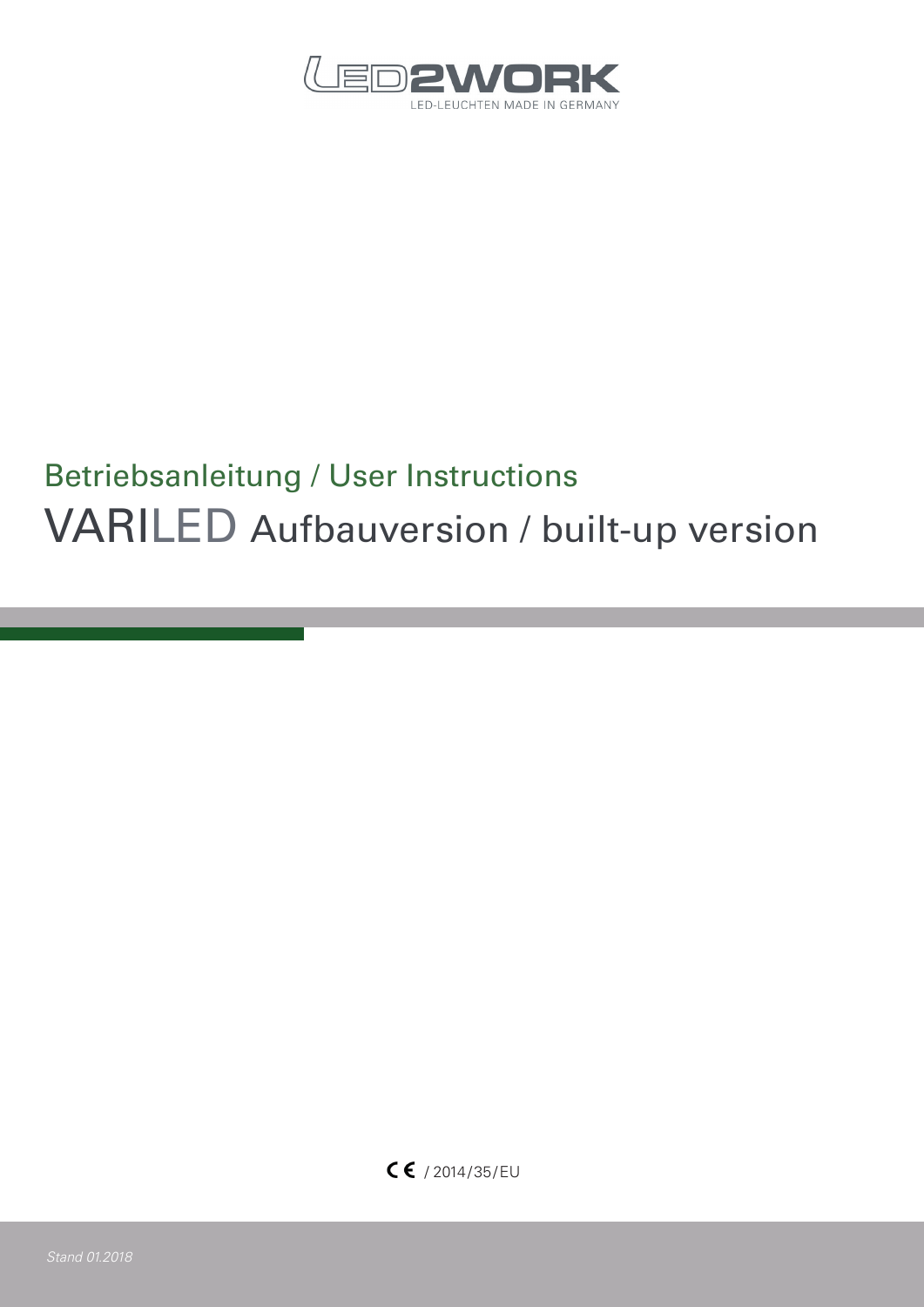LED2WORK

LED-LEUCHTEN MADE IN GERMANY

## Betriebsanleitung / User Instructions

# VARILED Aufbauversion / built-up version

CE / 2014/35/EU

*Stand 01.2018*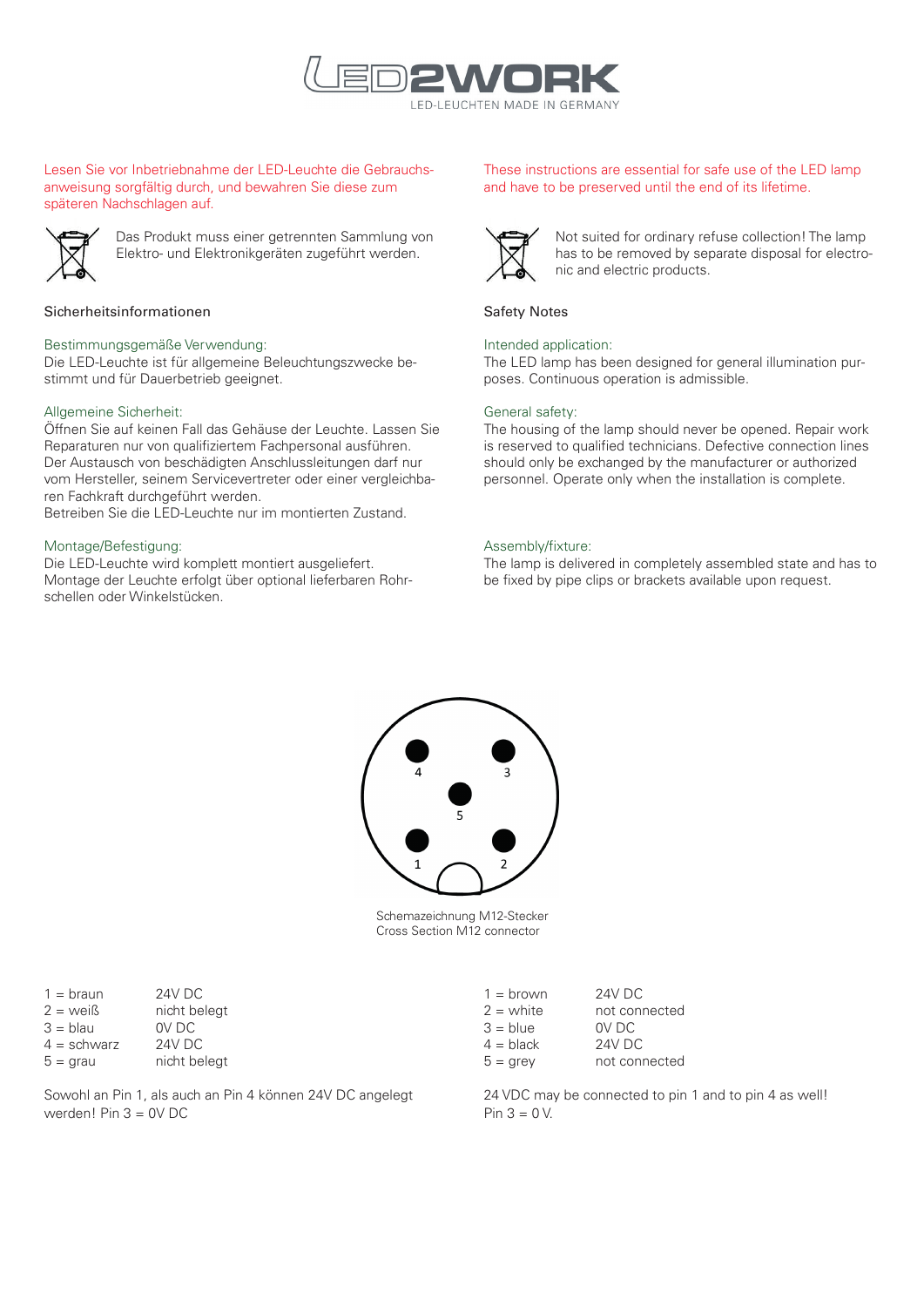LED2WORK
LED-LEUCHTEN MADE IN GERMANY

Lesen Sie vor Inbetriebnahme der LED-Leuchte die Gebrauchsanweisung sorgfältig durch, und bewahren Sie diese zum späteren Nachschlagen auf.

Das Produkt muss einer getrennten Sammlung von Elektro- und Elektronikgeräten zugeführt werden.

## Sicherheitsinformationen

### Bestimmungsgemäße Verwendung:

Die LED-Leuchte ist für allgemeine Beleuchtungszwecke bestimmt und für Dauerbetrieb geeignet.

### Allgemeine Sicherheit:

Öffnen Sie auf keinen Fall das Gehäuse der Leuchte. Lassen Sie Reparaturen nur von qualifiziertem Fachpersonal ausführen. Der Austausch von beschädigten Anschlussleitungen darf nur vom Hersteller, seinem Servicevertreter oder einer vergleichbaren Fachkraft durchgeführt werden.
Betreiben Sie die LED-Leuchte nur im montierten Zustand.

### Montage/Befestigung:

Die LED-Leuchte wird komplett montiert ausgeliefert.
Montage der Leuchte erfolgt über optional lieferbaren Rohrschellen oder Winkelstücken.

These instructions are essential for safe use of the LED lamp and have to be preserved until the end of its lifetime.

Not suited for ordinary refuse collection! The lamp has to be removed by separate disposal for electronic and electric products.

## Safety Notes

### Intended application:

The LED lamp has been designed for general illumination purposes. Continuous operation is admissible.

### General safety:

The housing of the lamp should never be opened. Repair work is reserved to qualified technicians. Defective connection lines should only be exchanged by the manufacturer or authorized personnel. Operate only when the installation is complete.

### Assembly/fixture:

The lamp is delivered in completely assembled state and has to be fixed by pipe clips or brackets available upon request.

Schemazeichnung M12-Stecker
Cross Section M12 connector

| | |
|---|---|
| 1 = braun | 24V DC |
| 2 = weiß | nicht belegt |
| 3 = blau | 0V DC |
| 4 = schwarz | 24V DC |
| 5 = grau | nicht belegt |

Sowohl an Pin 1, als auch an Pin 4 können 24V DC angelegt werden! Pin 3 = 0V DC

| | |
|---|---|
| 1 = brown | 24V DC |
| 2 = white | not connected |
| 3 = blue | 0V DC |
| 4 = black | 24V DC |
| 5 = grey | not connected |

24 VDC may be connected to pin 1 and to pin 4 as well!
Pin 3 = 0 V.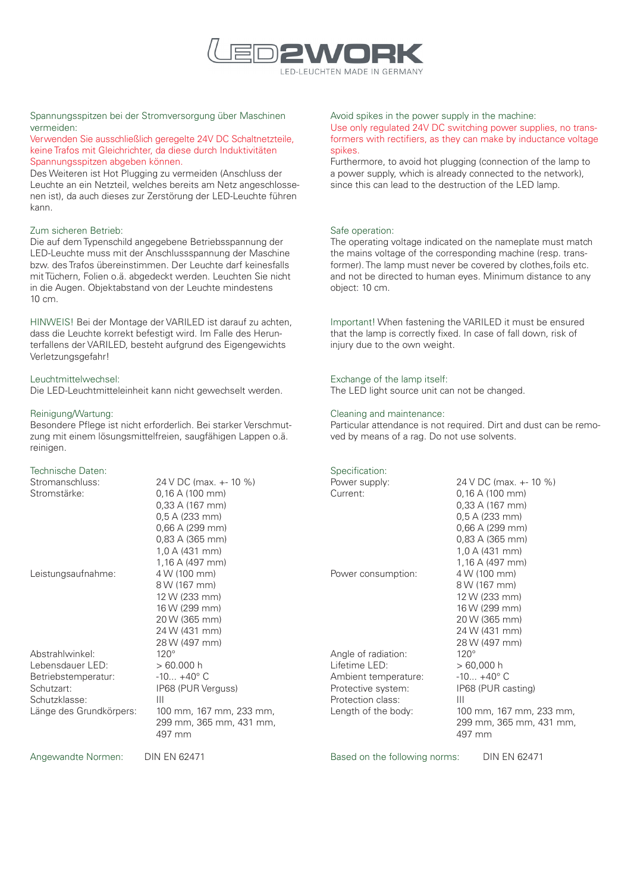LED2WORK
LED-LEUCHTEN MADE IN GERMANY

Spannungsspitzen bei der Stromversorgung über Maschinen vermeiden:
Verwenden Sie ausschließlich geregelte 24V DC Schaltnetzteile, keine Trafos mit Gleichrichter, da diese durch Induktivitäten Spannungsspitzen abgeben können.
Des Weiteren ist Hot Plugging zu vermeiden (Anschluss der Leuchte an ein Netzteil, welches bereits am Netz angeschlossenen ist), da auch dieses zur Zerstörung der LED-Leuchte führen kann.

Zum sicheren Betrieb:
Die auf dem Typenschild angegebene Betriebsspannung der LED-Leuchte muss mit der Anschlussspannung der Maschine bzw. des Trafos übereinstimmen. Der Leuchte darf keinesfalls mit Tüchern, Folien o.ä. abgedeckt werden. Leuchten Sie nicht in die Augen. Objektabstand von der Leuchte mindestens 10 cm.

HINWEIS! Bei der Montage der VARILED ist darauf zu achten, dass die Leuchte korrekt befestigt wird. Im Falle des Herunterfallens der VARILED, besteht aufgrund des Eigengewichts Verletzungsgefahr!

Leuchtmittelwechsel:
Die LED-Leuchtmitteleinheit kann nicht gewechselt werden.

Reinigung/Wartung:
Besondere Pflege ist nicht erforderlich. Bei starker Verschmutzung mit einem lösungsmittelfreien, saugfähigen Lappen o.ä. reinigen.

Technische Daten:

| | |
|---|---|
| Stromanschluss: | 24 V DC (max. +- 10 %) |
| Stromstärke: | 0,16 A (100 mm)<br>0,33 A (167 mm)<br>0,5 A (233 mm)<br>0,66 A (299 mm)<br>0,83 A (365 mm)<br>1,0 A (431 mm)<br>1,16 A (497 mm) |
| Leistungsaufnahme: | 4 W (100 mm)<br>8 W (167 mm)<br>12 W (233 mm)<br>16 W (299 mm)<br>20 W (365 mm)<br>24 W (431 mm)<br>28 W (497 mm) |
| Abstrahlwinkel: | 120° |
| Lebensdauer LED: | > 60.000 h |
| Betriebstemperatur: | -10... +40° C |
| Schutzart: | IP68 (PUR Verguss) |
| Schutzklasse: | III |
| Länge des Grundkörpers: | 100 mm, 167 mm, 233 mm, 299 mm, 365 mm, 431 mm, 497 mm |

Angewandte Normen: DIN EN 62471

Avoid spikes in the power supply in the machine:
Use only regulated 24V DC switching power supplies, no transformers with rectifiers, as they can make by inductance voltage spikes.
Furthermore, to avoid hot plugging (connection of the lamp to a power supply, which is already connected to the network), since this can lead to the destruction of the LED lamp.

Safe operation:
The operating voltage indicated on the nameplate must match the mains voltage of the corresponding machine (resp. transformer). The lamp must never be covered by clothes,foils etc. and not be directed to human eyes. Minimum distance to any object: 10 cm.

Important! When fastening the VARILED it must be ensured that the lamp is correctly fixed. In case of fall down, risk of injury due to the own weight.

Exchange of the lamp itself:
The LED light source unit can not be changed.

Cleaning and maintenance:
Particular attendance is not required. Dirt and dust can be removed by means of a rag. Do not use solvents.

Specification:

| | |
|---|---|
| Power supply: | 24 V DC (max. +- 10 %) |
| Current: | 0,16 A (100 mm)<br>0,33 A (167 mm)<br>0,5 A (233 mm)<br>0,66 A (299 mm)<br>0,83 A (365 mm)<br>1,0 A (431 mm)<br>1,16 A (497 mm) |
| Power consumption: | 4 W (100 mm)<br>8 W (167 mm)<br>12 W (233 mm)<br>16 W (299 mm)<br>20 W (365 mm)<br>24 W (431 mm)<br>28 W (497 mm) |
| Angle of radiation: | 120° |
| Lifetime LED: | > 60,000 h |
| Ambient temperature: | -10... +40° C |
| Protective system: | IP68 (PUR casting) |
| Protection class: | III |
| Length of the body: | 100 mm, 167 mm, 233 mm, 299 mm, 365 mm, 431 mm, 497 mm |

Based on the following norms: DIN EN 62471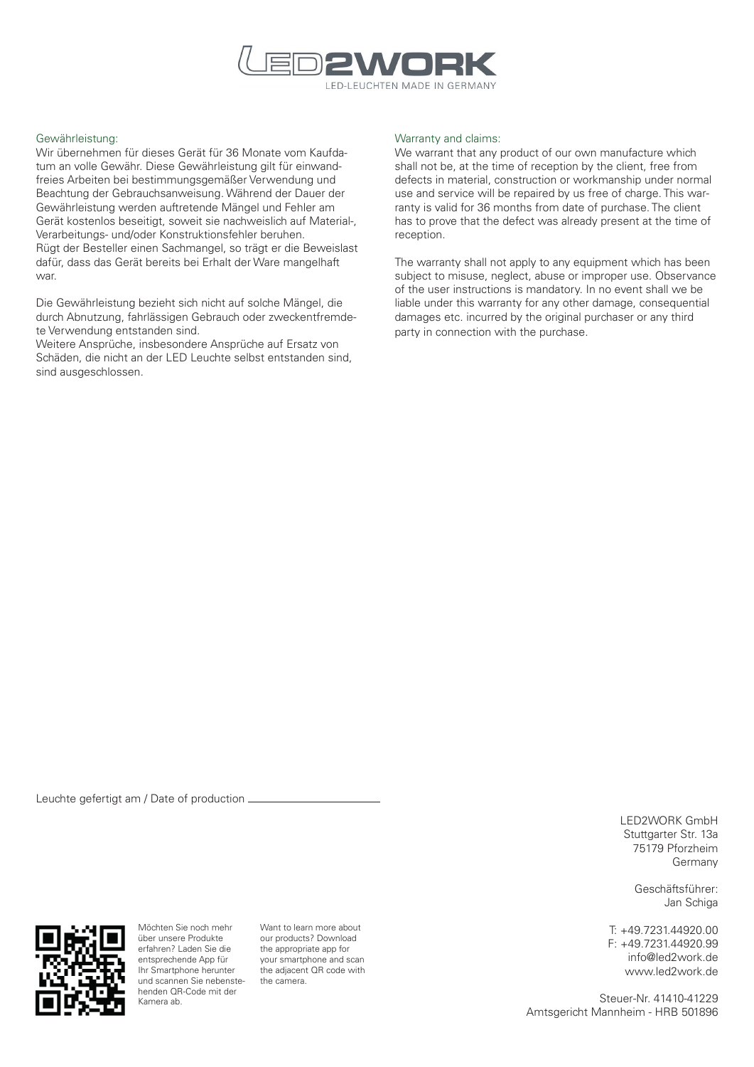LED2WORK
LED-LEUCHTEN MADE IN GERMANY

## Gewährleistung:

Wir übernehmen für dieses Gerät für 36 Monate vom Kaufdatum an volle Gewähr. Diese Gewährleistung gilt für einwandfreies Arbeiten bei bestimmungsgemäßer Verwendung und Beachtung der Gebrauchsanweisung. Während der Dauer der Gewährleistung werden auftretende Mängel und Fehler am Gerät kostenlos beseitigt, soweit sie nachweislich auf Material-, Verarbeitungs- und/oder Konstruktionsfehler beruhen.
Rügt der Besteller einen Sachmangel, so trägt er die Beweislast dafür, dass das Gerät bereits bei Erhalt der Ware mangelhaft war.

Die Gewährleistung bezieht sich nicht auf solche Mängel, die durch Abnutzung, fahrlässigen Gebrauch oder zweckentfremdete Verwendung entstanden sind.
Weitere Ansprüche, insbesondere Ansprüche auf Ersatz von Schäden, die nicht an der LED Leuchte selbst entstanden sind, sind ausgeschlossen.

## Warranty and claims:

We warrant that any product of our own manufacture which shall not be, at the time of reception by the client, free from defects in material, construction or workmanship under normal use and service will be repaired by us free of charge. This warranty is valid for 36 months from date of purchase. The client has to prove that the defect was already present at the time of reception.

The warranty shall not apply to any equipment which has been subject to misuse, neglect, abuse or improper use. Observance of the user instructions is mandatory. In no event shall we be liable under this warranty for any other damage, consequential damages etc. incurred by the original purchaser or any third party in connection with the purchase.

Leuchte gefertigt am / Date of production ____________________

LED2WORK GmbH
Stuttgarter Str. 13a
75179 Pforzheim
Germany

Geschäftsführer:
Jan Schiga

T: +49.7231.44920.00
F: +49.7231.44920.99
info@led2work.de
www.led2work.de

Steuer-Nr. 41410-41229
Amtsgericht Mannheim - HRB 501896

Möchten Sie noch mehr über unsere Produkte erfahren? Laden Sie die entsprechende App für Ihr Smartphone herunter und scannen Sie nebenstehenden QR-Code mit der Kamera ab.

Want to learn more about our products? Download the appropriate app for your smartphone and scan the adjacent QR code with the camera.